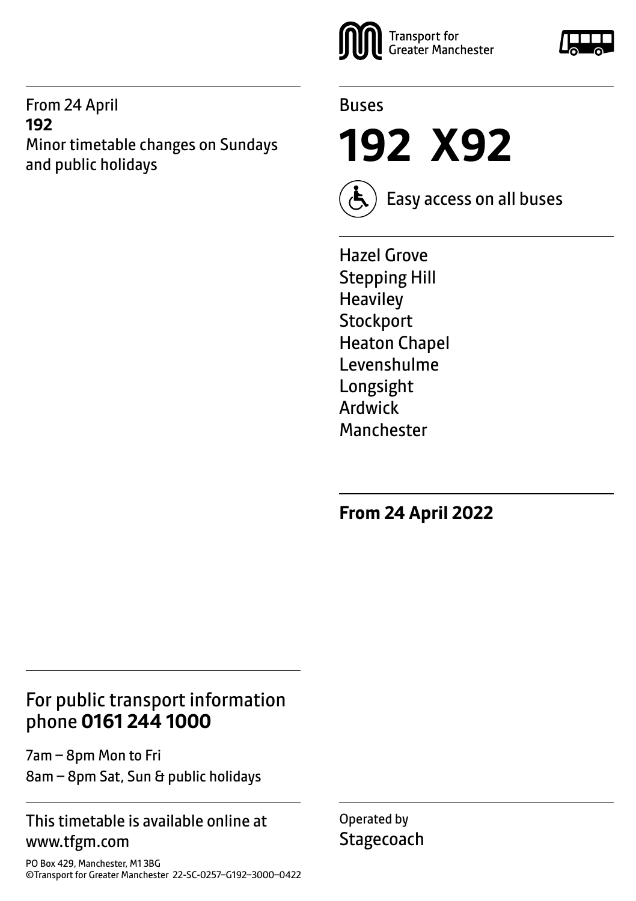From 24 April
**192**
Minor timetable changes on Sundays and public holidays

Transport for Greater Manchester

Buses

# 192 X92

Easy access on all buses

Hazel Grove
Stepping Hill
Heaviley
Stockport
Heaton Chapel
Levenshulme
Longsight
Ardwick
Manchester

**From 24 April 2022**

## For public transport information phone **0161 244 1000**

7am – 8pm Mon to Fri
8am – 8pm Sat, Sun & public holidays

This timetable is available online at www.tfgm.com

PO Box 429, Manchester, M1 3BG
©Transport for Greater Manchester 22-SC-0257–G192–3000–0422

Operated by
Stagecoach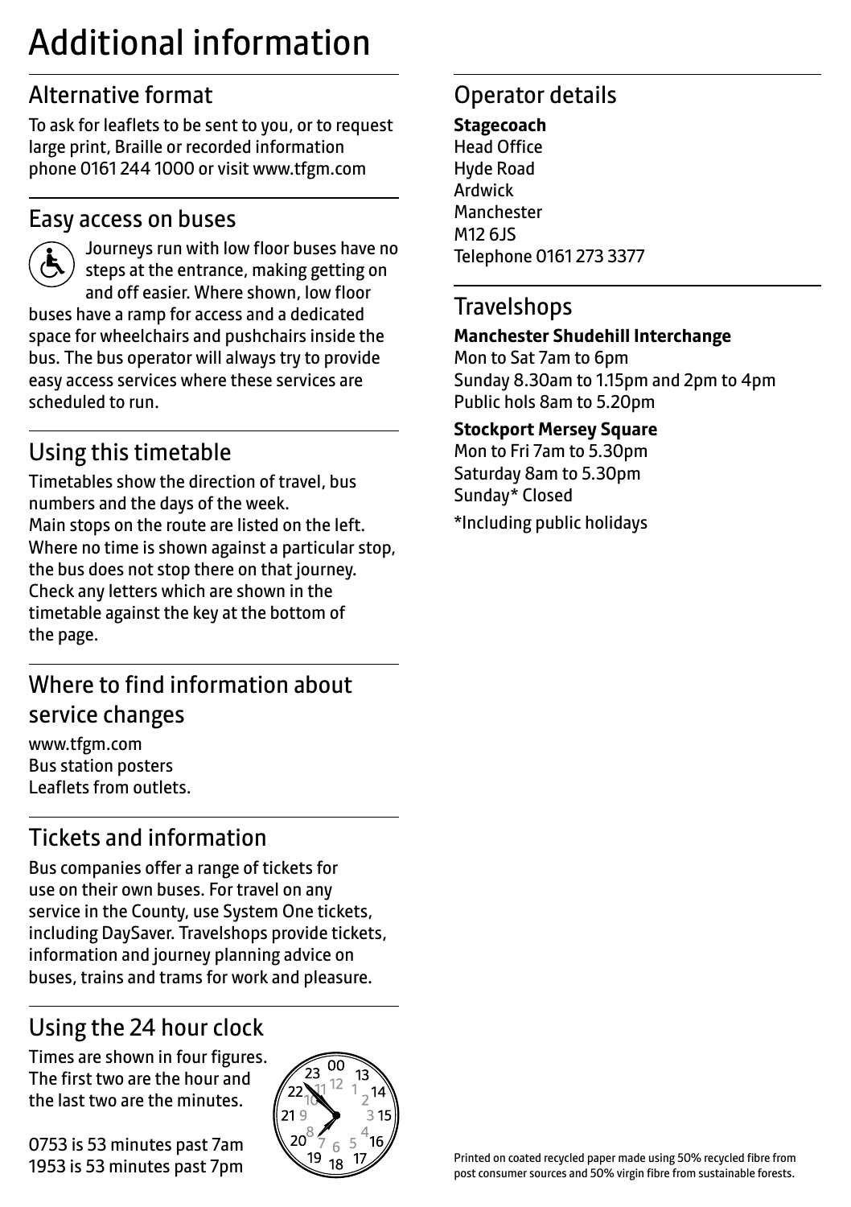# Additional information

## Alternative format

To ask for leaflets to be sent to you, or to request large print, Braille or recorded information phone 0161 244 1000 or visit www.tfgm.com

## Easy access on buses

Journeys run with low floor buses have no steps at the entrance, making getting on and off easier. Where shown, low floor buses have a ramp for access and a dedicated space for wheelchairs and pushchairs inside the bus. The bus operator will always try to provide easy access services where these services are scheduled to run.

## Using this timetable

Timetables show the direction of travel, bus numbers and the days of the week.
Main stops on the route are listed on the left. Where no time is shown against a particular stop, the bus does not stop there on that journey. Check any letters which are shown in the timetable against the key at the bottom of the page.

## Where to find information about service changes

www.tfgm.com
Bus station posters
Leaflets from outlets.

## Tickets and information

Bus companies offer a range of tickets for use on their own buses. For travel on any service in the County, use System One tickets, including DaySaver. Travelshops provide tickets, information and journey planning advice on buses, trains and trams for work and pleasure.

## Using the 24 hour clock

Times are shown in four figures. The first two are the hour and the last two are the minutes.

0753 is 53 minutes past 7am
1953 is 53 minutes past 7pm

## Operator details

**Stagecoach**
Head Office
Hyde Road
Ardwick
Manchester
M12 6JS
Telephone 0161 273 3377

## Travelshops

**Manchester Shudehill Interchange**
Mon to Sat 7am to 6pm
Sunday 8.30am to 1.15pm and 2pm to 4pm
Public hols 8am to 5.20pm

**Stockport Mersey Square**
Mon to Fri 7am to 5.30pm
Saturday 8am to 5.30pm
Sunday* Closed

*Including public holidays

Printed on coated recycled paper made using 50% recycled fibre from post consumer sources and 50% virgin fibre from sustainable forests.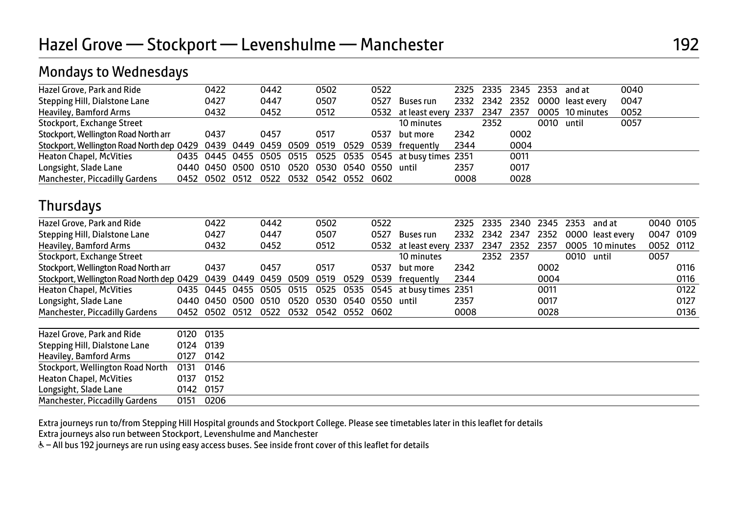# Hazel Grove — Stockport — Levenshulme — Manchester

## Mondays to Wednesdays

| Hazel Grove, Park and Ride | | 0422 | | 0442 | | 0502 | | 0522 | | 2325 | 2335 | 2345 | 2353 | and at | 0040 |
|---|---|---|---|---|---|---|---|---|---|---|---|---|---|---|---|
| Stepping Hill, Dialstone Lane | | 0427 | | 0447 | | 0507 | | 0527 | Buses run | 2332 | 2342 | 2352 | 0000 | least every | 0047 |
| Heaviley, Bamford Arms | | 0432 | | 0452 | | 0512 | | 0532 | at least every | 2337 | 2347 | 2357 | 0005 | 10 minutes | 0052 |
| Stockport, Exchange Street | | | | | | | | | 10 minutes | | 2352 | | 0010 | until | 0057 |
| Stockport, Wellington Road North arr | | 0437 | | 0457 | | 0517 | | 0537 | but more | 2342 | | 0002 | | | |
| Stockport, Wellington Road North dep | 0429 | 0439 | 0449 | 0459 | 0509 | 0519 | 0529 | 0539 | frequently | 2344 | | 0004 | | | |
| Heaton Chapel, McVities | 0435 | 0445 | 0455 | 0505 | 0515 | 0525 | 0535 | 0545 | at busy times | 2351 | | 0011 | | | |
| Longsight, Slade Lane | 0440 | 0450 | 0500 | 0510 | 0520 | 0530 | 0540 | 0550 | until | 2357 | | 0017 | | | |
| Manchester, Piccadilly Gardens | 0452 | 0502 | 0512 | 0522 | 0532 | 0542 | 0552 | 0602 | | 0008 | | 0028 | | | |

## Thursdays

| Hazel Grove, Park and Ride | | 0422 | | 0442 | | 0502 | | 0522 | | 2325 | 2335 | 2340 | 2345 | 2353 | and at | 0040 | 0105 |
|---|---|---|---|---|---|---|---|---|---|---|---|---|---|---|---|---|---|
| Stepping Hill, Dialstone Lane | | 0427 | | 0447 | | 0507 | | 0527 | Buses run | 2332 | 2342 | 2347 | 2352 | 0000 | least every | 0047 | 0109 |
| Heaviley, Bamford Arms | | 0432 | | 0452 | | 0512 | | 0532 | at least every | 2337 | 2347 | 2352 | 2357 | 0005 | 10 minutes | 0052 | 0112 |
| Stockport, Exchange Street | | | | | | | | | 10 minutes | | 2352 | 2357 | | 0010 | until | 0057 | |
| Stockport, Wellington Road North arr | | 0437 | | 0457 | | 0517 | | 0537 | but more | 2342 | | | 0002 | | | | 0116 |
| Stockport, Wellington Road North dep | 0429 | 0439 | 0449 | 0459 | 0509 | 0519 | 0529 | 0539 | frequently | 2344 | | | 0004 | | | | 0116 |
| Heaton Chapel, McVities | 0435 | 0445 | 0455 | 0505 | 0515 | 0525 | 0535 | 0545 | at busy times | 2351 | | | 0011 | | | | 0122 |
| Longsight, Slade Lane | 0440 | 0450 | 0500 | 0510 | 0520 | 0530 | 0540 | 0550 | until | 2357 | | | 0017 | | | | 0127 |
| Manchester, Piccadilly Gardens | 0452 | 0502 | 0512 | 0522 | 0532 | 0542 | 0552 | 0602 | | 0008 | | | 0028 | | | | 0136 |

| Hazel Grove, Park and Ride | 0120 | 0135 |
|---|---|---|
| Stepping Hill, Dialstone Lane | 0124 | 0139 |
| Heaviley, Bamford Arms | 0127 | 0142 |
| Stockport, Wellington Road North | 0131 | 0146 |
| Heaton Chapel, McVities | 0137 | 0152 |
| Longsight, Slade Lane | 0142 | 0157 |
| Manchester, Piccadilly Gardens | 0151 | 0206 |

Extra journeys run to/from Stepping Hill Hospital grounds and Stockport College. Please see timetables later in this leaflet for details

Extra journeys also run between Stockport, Levenshulme and Manchester

♿ – All bus 192 journeys are run using easy access buses. See inside front cover of this leaflet for details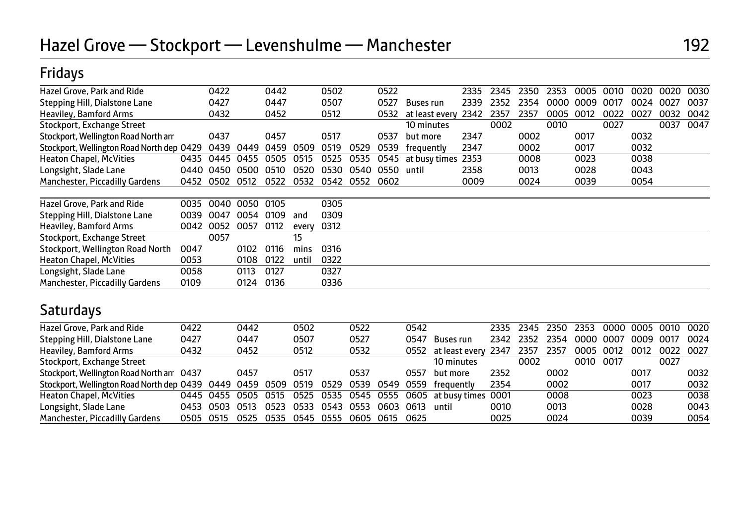# Hazel Grove — Stockport — Levenshulme — Manchester

## Fridays

| | | | | | | | | | | | | | | | | | | |
|---|---|---|---|---|---|---|---|---|---|---|---|---|---|---|---|---|---|---|
| Hazel Grove, Park and Ride | | 0422 | | 0442 | | 0502 | | 0522 | | 2335 | 2345 | 2350 | 2353 | 0005 | 0010 | 0020 | 0020 | 0030 |
| Stepping Hill, Dialstone Lane | | 0427 | | 0447 | | 0507 | | 0527 | Buses run | 2339 | 2352 | 2354 | 0000 | 0009 | 0017 | 0024 | 0027 | 0037 |
| Heaviley, Bamford Arms | | 0432 | | 0452 | | 0512 | | 0532 | at least every | 2342 | 2357 | 2357 | 0005 | 0012 | 0022 | 0027 | 0032 | 0042 |
| Stockport, Exchange Street | | | | | | | | | 10 minutes | | 0002 | | 0010 | | 0027 | | 0037 | 0047 |
| Stockport, Wellington Road North arr | | 0437 | | 0457 | | 0517 | | 0537 | but more | 2347 | | 0002 | | 0017 | | 0032 | | |
| Stockport, Wellington Road North dep | 0429 | 0439 | 0449 | 0459 | 0509 | 0519 | 0529 | 0539 | frequently | 2347 | | 0002 | | 0017 | | 0032 | | |
| Heaton Chapel, McVities | 0435 | 0445 | 0455 | 0505 | 0515 | 0525 | 0535 | 0545 | at busy times | 2353 | | 0008 | | 0023 | | 0038 | | |
| Longsight, Slade Lane | 0440 | 0450 | 0500 | 0510 | 0520 | 0530 | 0540 | 0550 | until | 2358 | | 0013 | | 0028 | | 0043 | | |
| Manchester, Piccadilly Gardens | 0452 | 0502 | 0512 | 0522 | 0532 | 0542 | 0552 | 0602 | | 0009 | | 0024 | | 0039 | | 0054 | | |

| | | | | | | |
|---|---|---|---|---|---|---|
| Hazel Grove, Park and Ride | 0035 | 0040 | 0050 | 0105 | | 0305 |
| Stepping Hill, Dialstone Lane | 0039 | 0047 | 0054 | 0109 | and | 0309 |
| Heaviley, Bamford Arms | 0042 | 0052 | 0057 | 0112 | every | 0312 |
| Stockport, Exchange Street | | 0057 | | | 15 | |
| Stockport, Wellington Road North | 0047 | | 0102 | 0116 | mins | 0316 |
| Heaton Chapel, McVities | 0053 | | 0108 | 0122 | until | 0322 |
| Longsight, Slade Lane | 0058 | | 0113 | 0127 | | 0327 |
| Manchester, Piccadilly Gardens | 0109 | | 0124 | 0136 | | 0336 |

## Saturdays

| | | | | | | | | | | | | | | | | | | |
|---|---|---|---|---|---|---|---|---|---|---|---|---|---|---|---|---|---|---|
| Hazel Grove, Park and Ride | 0422 | | 0442 | | 0502 | | 0522 | | 0542 | | 2335 | 2345 | 2350 | 2353 | 0000 | 0005 | 0010 | 0020 |
| Stepping Hill, Dialstone Lane | 0427 | | 0447 | | 0507 | | 0527 | | 0547 | Buses run | 2342 | 2352 | 2354 | 0000 | 0007 | 0009 | 0017 | 0024 |
| Heaviley, Bamford Arms | 0432 | | 0452 | | 0512 | | 0532 | | 0552 | at least every | 2347 | 2357 | 2357 | 0005 | 0012 | 0012 | 0022 | 0027 |
| Stockport, Exchange Street | | | | | | | | | | 10 minutes | | 0002 | | 0010 | 0017 | | 0027 | |
| Stockport, Wellington Road North arr | 0437 | | 0457 | | 0517 | | 0537 | | 0557 | but more | 2352 | | 0002 | | | 0017 | | 0032 |
| Stockport, Wellington Road North dep | 0439 | 0449 | 0459 | 0509 | 0519 | 0529 | 0539 | 0549 | 0559 | frequently | 2354 | | 0002 | | | 0017 | | 0032 |
| Heaton Chapel, McVities | 0445 | 0455 | 0505 | 0515 | 0525 | 0535 | 0545 | 0555 | 0605 | at busy times | 0001 | | 0008 | | | 0023 | | 0038 |
| Longsight, Slade Lane | 0453 | 0503 | 0513 | 0523 | 0533 | 0543 | 0553 | 0603 | 0613 | until | 0010 | | 0013 | | | 0028 | | 0043 |
| Manchester, Piccadilly Gardens | 0505 | 0515 | 0525 | 0535 | 0545 | 0555 | 0605 | 0615 | 0625 | | 0025 | | 0024 | | | 0039 | | 0054 |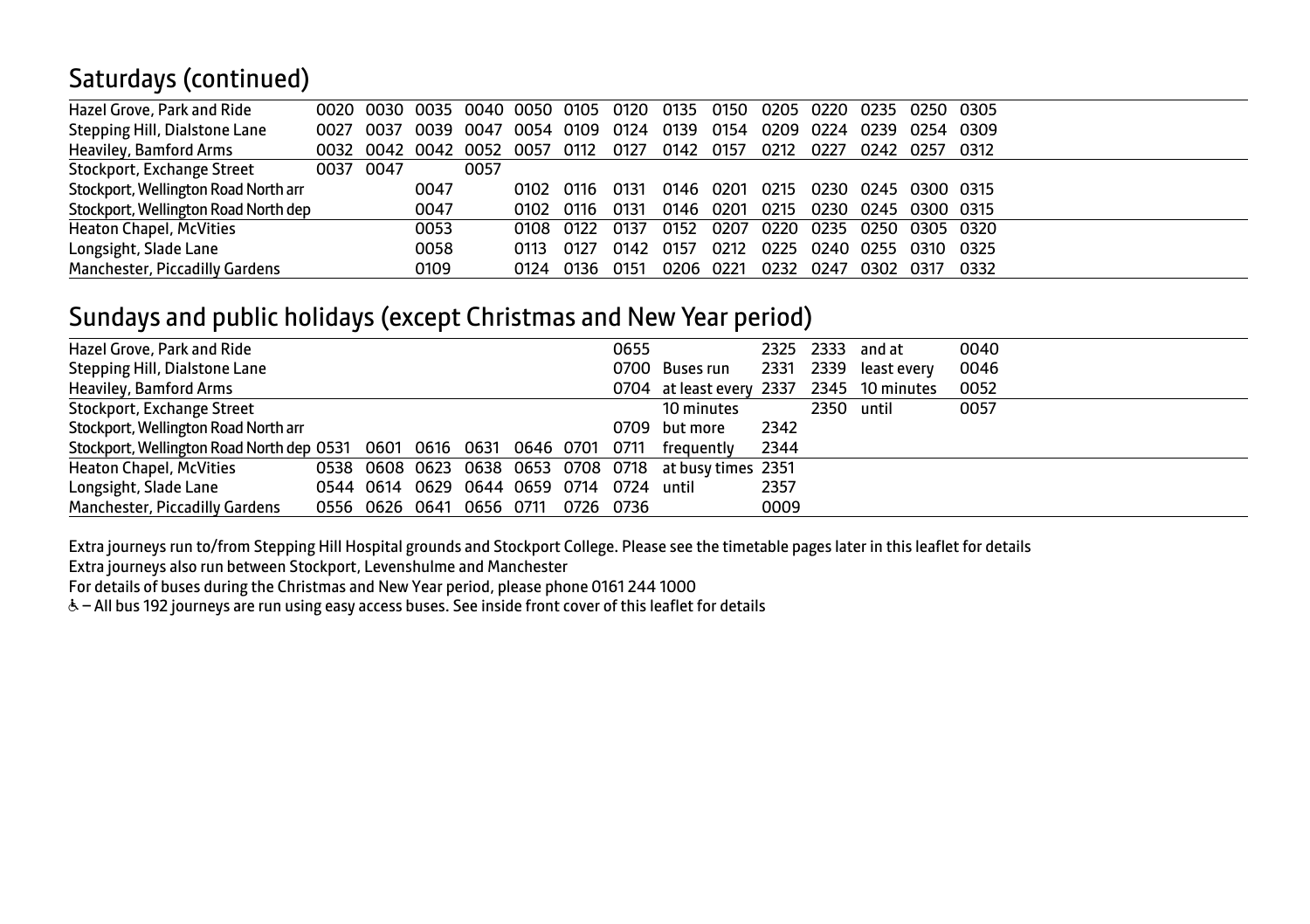## Saturdays (continued)

| | | | | | | | | | | | | | | |
|---|---|---|---|---|---|---|---|---|---|---|---|---|---|---|
| Hazel Grove, Park and Ride | 0020 | 0030 | 0035 | 0040 | 0050 | 0105 | 0120 | 0135 | 0150 | 0205 | 0220 | 0235 | 0250 | 0305 |
| Stepping Hill, Dialstone Lane | 0027 | 0037 | 0039 | 0047 | 0054 | 0109 | 0124 | 0139 | 0154 | 0209 | 0224 | 0239 | 0254 | 0309 |
| Heaviley, Bamford Arms | 0032 | 0042 | 0042 | 0052 | 0057 | 0112 | 0127 | 0142 | 0157 | 0212 | 0227 | 0242 | 0257 | 0312 |
| Stockport, Exchange Street | 0037 | 0047 | | 0057 | | | | | | | | | | |
| Stockport, Wellington Road North arr | | | 0047 | | 0102 | 0116 | 0131 | 0146 | 0201 | 0215 | 0230 | 0245 | 0300 | 0315 |
| Stockport, Wellington Road North dep | | | 0047 | | 0102 | 0116 | 0131 | 0146 | 0201 | 0215 | 0230 | 0245 | 0300 | 0315 |
| Heaton Chapel, McVities | | | 0053 | | 0108 | 0122 | 0137 | 0152 | 0207 | 0220 | 0235 | 0250 | 0305 | 0320 |
| Longsight, Slade Lane | | | 0058 | | 0113 | 0127 | 0142 | 0157 | 0212 | 0225 | 0240 | 0255 | 0310 | 0325 |
| Manchester, Piccadilly Gardens | | | 0109 | | 0124 | 0136 | 0151 | 0206 | 0221 | 0232 | 0247 | 0302 | 0317 | 0332 |

## Sundays and public holidays (except Christmas and New Year period)

| | | | | | | | | | | | | |
|---|---|---|---|---|---|---|---|---|---|---|---|---|
| Hazel Grove, Park and Ride | | | | | | | 0655 | | 2325 | 2333 | and at | 0040 |
| Stepping Hill, Dialstone Lane | | | | | | | 0700 | Buses run | 2331 | 2339 | least every | 0046 |
| Heaviley, Bamford Arms | | | | | | | 0704 | at least every | 2337 | 2345 | 10 minutes | 0052 |
| Stockport, Exchange Street | | | | | | | | 10 minutes | | 2350 | until | 0057 |
| Stockport, Wellington Road North arr | | | | | | | 0709 | but more | 2342 | | | |
| Stockport, Wellington Road North dep | 0531 | 0601 | 0616 | 0631 | 0646 | 0701 | 0711 | frequently | 2344 | | | |
| Heaton Chapel, McVities | 0538 | 0608 | 0623 | 0638 | 0653 | 0708 | 0718 | at busy times | 2351 | | | |
| Longsight, Slade Lane | 0544 | 0614 | 0629 | 0644 | 0659 | 0714 | 0724 | until | 2357 | | | |
| Manchester, Piccadilly Gardens | 0556 | 0626 | 0641 | 0656 | 0711 | 0726 | 0736 | | 0009 | | | |

Extra journeys run to/from Stepping Hill Hospital grounds and Stockport College. Please see the timetable pages later in this leaflet for details

Extra journeys also run between Stockport, Levenshulme and Manchester

For details of buses during the Christmas and New Year period, please phone 0161 244 1000

♿ – All bus 192 journeys are run using easy access buses. See inside front cover of this leaflet for details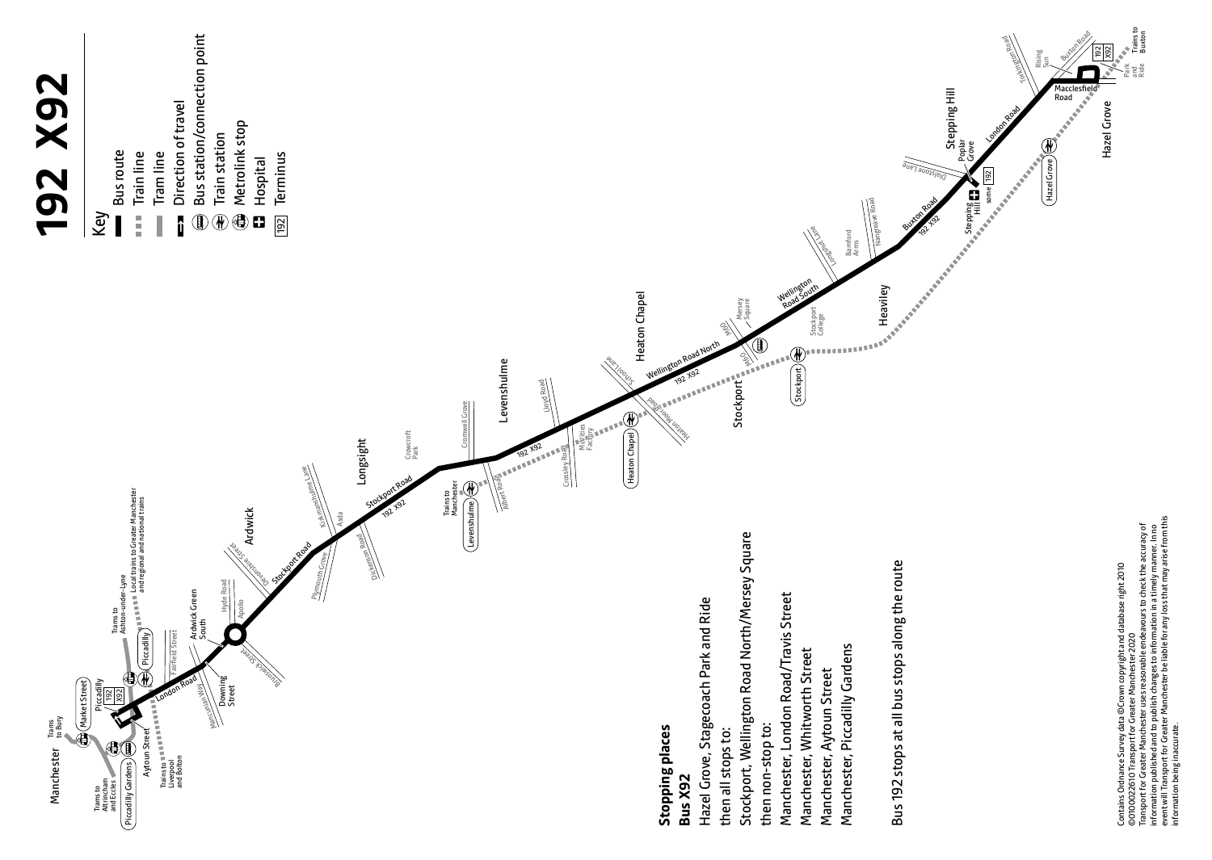# 192 X92

## Key

- Bus route
- Train line
- Tram line
- Direction of travel
- Bus station/connection point
- Train station
- Metrolink stop
- Hospital
- 192 Terminus

## Stopping places

**Bus X92**

Hazel Grove, Stagecoach Park and Ride

then all stops to:

Stockport, Wellington Road North/Mersey Square

then non-stop to:

Manchester, London Road/Travis Street

Manchester, Whitworth Street

Manchester, Aytoun Street

Manchester, Piccadilly Gardens

Bus 192 stops at all bus stops along the route

Contains Ordnance Survey data ©Crown copyright and database right 2010 ©0100022610 Transport for Greater Manchester 2020
Transport for Greater Manchester uses reasonable endeavours to check the accuracy of information published and to publish changes to information in a timely manner. In no event will Transport for Greater Manchester be liable for any loss that may arise from this information being inaccurate.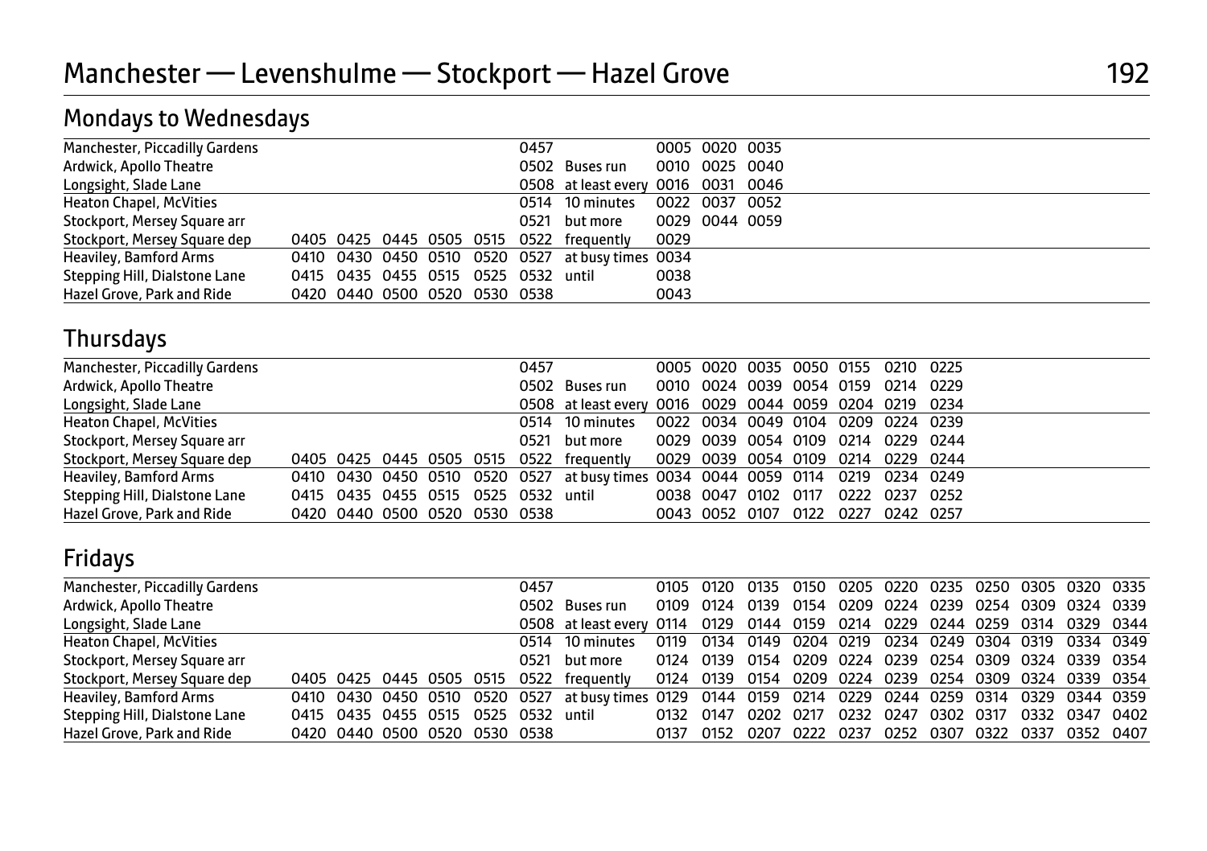# Manchester — Levenshulme — Stockport — Hazel Grove

192

## Mondays to Wednesdays

| | | | | | | | | | | |
|---|---|---|---|---|---|---|---|---|---|---|
| Manchester, Piccadilly Gardens | | | | | | 0457 | | 0005 | 0020 | 0035 |
| Ardwick, Apollo Theatre | | | | | | 0502 | Buses run | 0010 | 0025 | 0040 |
| Longsight, Slade Lane | | | | | | 0508 | at least every | 0016 | 0031 | 0046 |
| Heaton Chapel, McVities | | | | | | 0514 | 10 minutes | 0022 | 0037 | 0052 |
| Stockport, Mersey Square arr | | | | | | 0521 | but more | 0029 | 0044 | 0059 |
| Stockport, Mersey Square dep | 0405 | 0425 | 0445 | 0505 | 0515 | 0522 | frequently | 0029 | | |
| Heaviley, Bamford Arms | 0410 | 0430 | 0450 | 0510 | 0520 | 0527 | at busy times | 0034 | | |
| Stepping Hill, Dialstone Lane | 0415 | 0435 | 0455 | 0515 | 0525 | 0532 | until | 0038 | | |
| Hazel Grove, Park and Ride | 0420 | 0440 | 0500 | 0520 | 0530 | 0538 | | 0043 | | |

## Thursdays

| | | | | | | | | | | | | | | |
|---|---|---|---|---|---|---|---|---|---|---|---|---|---|---|
| Manchester, Piccadilly Gardens | | | | | | 0457 | | 0005 | 0020 | 0035 | 0050 | 0155 | 0210 | 0225 |
| Ardwick, Apollo Theatre | | | | | | 0502 | Buses run | 0010 | 0024 | 0039 | 0054 | 0159 | 0214 | 0229 |
| Longsight, Slade Lane | | | | | | 0508 | at least every | 0016 | 0029 | 0044 | 0059 | 0204 | 0219 | 0234 |
| Heaton Chapel, McVities | | | | | | 0514 | 10 minutes | 0022 | 0034 | 0049 | 0104 | 0209 | 0224 | 0239 |
| Stockport, Mersey Square arr | | | | | | 0521 | but more | 0029 | 0039 | 0054 | 0109 | 0214 | 0229 | 0244 |
| Stockport, Mersey Square dep | 0405 | 0425 | 0445 | 0505 | 0515 | 0522 | frequently | 0029 | 0039 | 0054 | 0109 | 0214 | 0229 | 0244 |
| Heaviley, Bamford Arms | 0410 | 0430 | 0450 | 0510 | 0520 | 0527 | at busy times | 0034 | 0044 | 0059 | 0114 | 0219 | 0234 | 0249 |
| Stepping Hill, Dialstone Lane | 0415 | 0435 | 0455 | 0515 | 0525 | 0532 | until | 0038 | 0047 | 0102 | 0117 | 0222 | 0237 | 0252 |
| Hazel Grove, Park and Ride | 0420 | 0440 | 0500 | 0520 | 0530 | 0538 | | 0043 | 0052 | 0107 | 0122 | 0227 | 0242 | 0257 |

## Fridays

| | | | | | | | | | | | | | | | | | | |
|---|---|---|---|---|---|---|---|---|---|---|---|---|---|---|---|---|---|---|
| Manchester, Piccadilly Gardens | | | | | | 0457 | | 0105 | 0120 | 0135 | 0150 | 0205 | 0220 | 0235 | 0250 | 0305 | 0320 | 0335 |
| Ardwick, Apollo Theatre | | | | | | 0502 | Buses run | 0109 | 0124 | 0139 | 0154 | 0209 | 0224 | 0239 | 0254 | 0309 | 0324 | 0339 |
| Longsight, Slade Lane | | | | | | 0508 | at least every | 0114 | 0129 | 0144 | 0159 | 0214 | 0229 | 0244 | 0259 | 0314 | 0329 | 0344 |
| Heaton Chapel, McVities | | | | | | 0514 | 10 minutes | 0119 | 0134 | 0149 | 0204 | 0219 | 0234 | 0249 | 0304 | 0319 | 0334 | 0349 |
| Stockport, Mersey Square arr | | | | | | 0521 | but more | 0124 | 0139 | 0154 | 0209 | 0224 | 0239 | 0254 | 0309 | 0324 | 0339 | 0354 |
| Stockport, Mersey Square dep | 0405 | 0425 | 0445 | 0505 | 0515 | 0522 | frequently | 0124 | 0139 | 0154 | 0209 | 0224 | 0239 | 0254 | 0309 | 0324 | 0339 | 0354 |
| Heaviley, Bamford Arms | 0410 | 0430 | 0450 | 0510 | 0520 | 0527 | at busy times | 0129 | 0144 | 0159 | 0214 | 0229 | 0244 | 0259 | 0314 | 0329 | 0344 | 0359 |
| Stepping Hill, Dialstone Lane | 0415 | 0435 | 0455 | 0515 | 0525 | 0532 | until | 0132 | 0147 | 0202 | 0217 | 0232 | 0247 | 0302 | 0317 | 0332 | 0347 | 0402 |
| Hazel Grove, Park and Ride | 0420 | 0440 | 0500 | 0520 | 0530 | 0538 | | 0137 | 0152 | 0207 | 0222 | 0237 | 0252 | 0307 | 0322 | 0337 | 0352 | 0407 |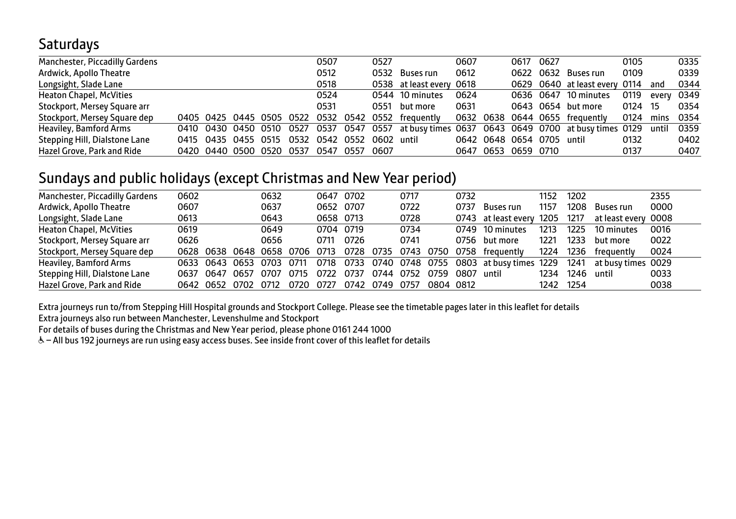## Saturdays

| | | | | | | | | | | | | | | | | | |
|---|---|---|---|---|---|---|---|---|---|---|---|---|---|---|---|---|---|
| Manchester, Piccadilly Gardens | | | | | | 0507 | | 0527 | | 0607 | | 0617 | 0627 | | 0105 | | 0335 |
| Ardwick, Apollo Theatre | | | | | | 0512 | | 0532 | Buses run | 0612 | | 0622 | 0632 | Buses run | 0109 | | 0339 |
| Longsight, Slade Lane | | | | | | 0518 | | 0538 | at least every | 0618 | | 0629 | 0640 | at least every | 0114 | and | 0344 |
| Heaton Chapel, McVities | | | | | | 0524 | | 0544 | 10 minutes | 0624 | | 0636 | 0647 | 10 minutes | 0119 | every | 0349 |
| Stockport, Mersey Square arr | | | | | | 0531 | | 0551 | but more | 0631 | | 0643 | 0654 | but more | 0124 | 15 | 0354 |
| Stockport, Mersey Square dep | 0405 | 0425 | 0445 | 0505 | 0522 | 0532 | 0542 | 0552 | frequently | 0632 | 0638 | 0644 | 0655 | frequently | 0124 | mins | 0354 |
| Heaviley, Bamford Arms | 0410 | 0430 | 0450 | 0510 | 0527 | 0537 | 0547 | 0557 | at busy times | 0637 | 0643 | 0649 | 0700 | at busy times | 0129 | until | 0359 |
| Stepping Hill, Dialstone Lane | 0415 | 0435 | 0455 | 0515 | 0532 | 0542 | 0552 | 0602 | until | 0642 | 0648 | 0654 | 0705 | until | 0132 | | 0402 |
| Hazel Grove, Park and Ride | 0420 | 0440 | 0500 | 0520 | 0537 | 0547 | 0557 | 0607 | | 0647 | 0653 | 0659 | 0710 | | 0137 | | 0407 |

## Sundays and public holidays (except Christmas and New Year period)

| | | | | | | | | | | | | | | | | |
|---|---|---|---|---|---|---|---|---|---|---|---|---|---|---|---|---|
| Manchester, Piccadilly Gardens | 0602 | | | 0632 | | 0647 | 0702 | | 0717 | | 0732 | | 1152 | 1202 | | 2355 |
| Ardwick, Apollo Theatre | 0607 | | | 0637 | | 0652 | 0707 | | 0722 | | 0737 | Buses run | 1157 | 1208 | Buses run | 0000 |
| Longsight, Slade Lane | 0613 | | | 0643 | | 0658 | 0713 | | 0728 | | 0743 | at least every | 1205 | 1217 | at least every | 0008 |
| Heaton Chapel, McVities | 0619 | | | 0649 | | 0704 | 0719 | | 0734 | | 0749 | 10 minutes | 1213 | 1225 | 10 minutes | 0016 |
| Stockport, Mersey Square arr | 0626 | | | 0656 | | 0711 | 0726 | | 0741 | | 0756 | but more | 1221 | 1233 | but more | 0022 |
| Stockport, Mersey Square dep | 0628 | 0638 | 0648 | 0658 | 0706 | 0713 | 0728 | 0735 | 0743 | 0750 | 0758 | frequently | 1224 | 1236 | frequently | 0024 |
| Heaviley, Bamford Arms | 0633 | 0643 | 0653 | 0703 | 0711 | 0718 | 0733 | 0740 | 0748 | 0755 | 0803 | at busy times | 1229 | 1241 | at busy times | 0029 |
| Stepping Hill, Dialstone Lane | 0637 | 0647 | 0657 | 0707 | 0715 | 0722 | 0737 | 0744 | 0752 | 0759 | 0807 | until | 1234 | 1246 | until | 0033 |
| Hazel Grove, Park and Ride | 0642 | 0652 | 0702 | 0712 | 0720 | 0727 | 0742 | 0749 | 0757 | 0804 | 0812 | | 1242 | 1254 | | 0038 |

Extra journeys run to/from Stepping Hill Hospital grounds and Stockport College. Please see the timetable pages later in this leaflet for details

Extra journeys also run between Manchester, Levenshulme and Stockport

For details of buses during the Christmas and New Year period, please phone 0161 244 1000

♿ – All bus 192 journeys are run using easy access buses. See inside front cover of this leaflet for details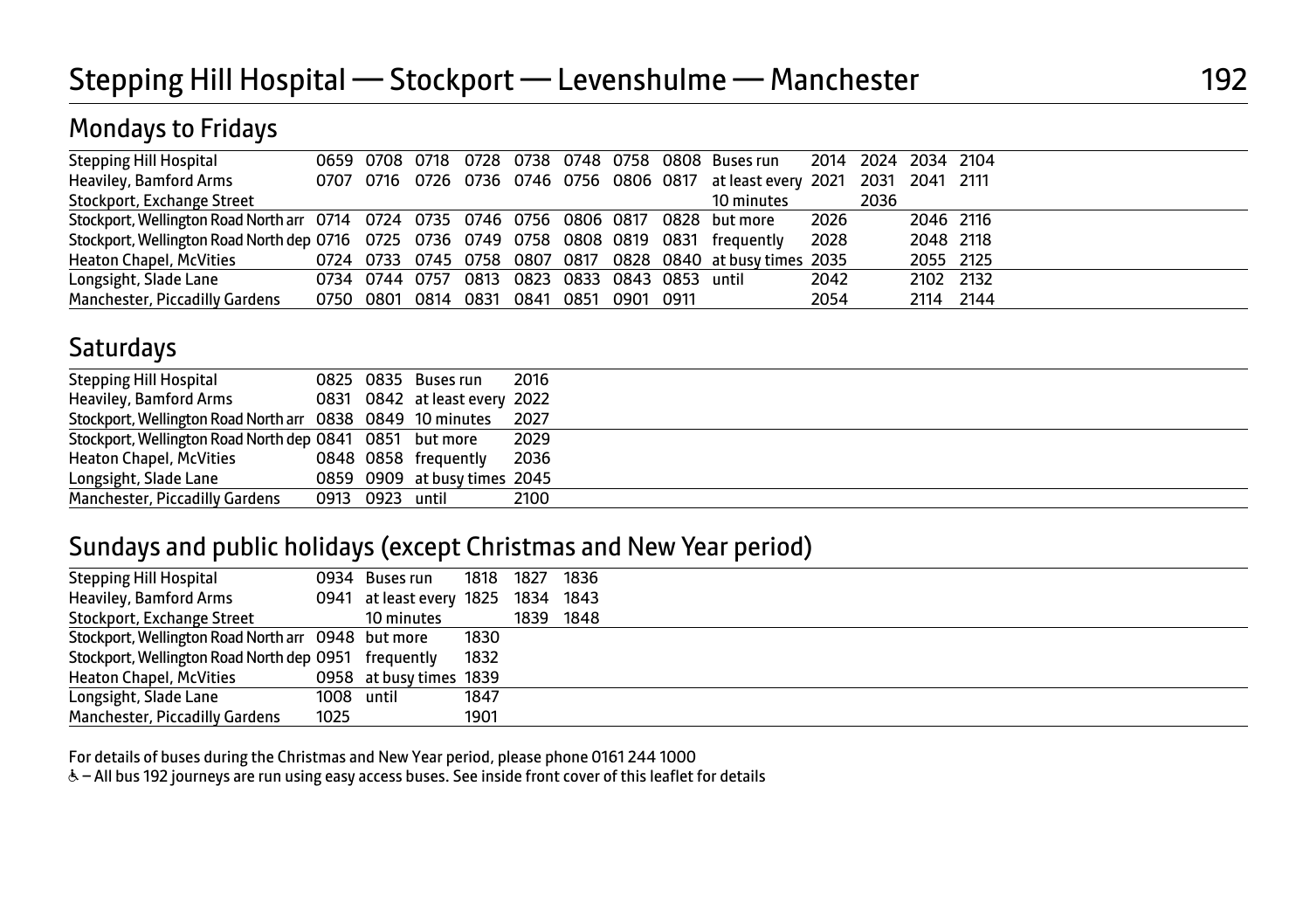# Stepping Hill Hospital — Stockport — Levenshulme — Manchester

192

## Mondays to Fridays

| | | | | | | | | | | | | | |
|---|---|---|---|---|---|---|---|---|---|---|---|---|---|
| Stepping Hill Hospital | 0659 | 0708 | 0718 | 0728 | 0738 | 0748 | 0758 | 0808 | Buses run | 2014 | 2024 | 2034 | 2104 |
| Heaviley, Bamford Arms | 0707 | 0716 | 0726 | 0736 | 0746 | 0756 | 0806 | 0817 | at least every | 2021 | 2031 | 2041 | 2111 |
| Stockport, Exchange Street | | | | | | | | | 10 minutes | | 2036 | | |
| Stockport, Wellington Road North arr | 0714 | 0724 | 0735 | 0746 | 0756 | 0806 | 0817 | 0828 | but more | 2026 | | 2046 | 2116 |
| Stockport, Wellington Road North dep | 0716 | 0725 | 0736 | 0749 | 0758 | 0808 | 0819 | 0831 | frequently | 2028 | | 2048 | 2118 |
| Heaton Chapel, McVities | 0724 | 0733 | 0745 | 0758 | 0807 | 0817 | 0828 | 0840 | at busy times | 2035 | | 2055 | 2125 |
| Longsight, Slade Lane | 0734 | 0744 | 0757 | 0813 | 0823 | 0833 | 0843 | 0853 | until | 2042 | | 2102 | 2132 |
| Manchester, Piccadilly Gardens | 0750 | 0801 | 0814 | 0831 | 0841 | 0851 | 0901 | 0911 | | 2054 | | 2114 | 2144 |

## Saturdays

| | | | | |
|---|---|---|---|---|
| Stepping Hill Hospital | 0825 | 0835 | Buses run | 2016 |
| Heaviley, Bamford Arms | 0831 | 0842 | at least every | 2022 |
| Stockport, Wellington Road North arr | 0838 | 0849 | 10 minutes | 2027 |
| Stockport, Wellington Road North dep | 0841 | 0851 | but more | 2029 |
| Heaton Chapel, McVities | 0848 | 0858 | frequently | 2036 |
| Longsight, Slade Lane | 0859 | 0909 | at busy times | 2045 |
| Manchester, Piccadilly Gardens | 0913 | 0923 | until | 2100 |

## Sundays and public holidays (except Christmas and New Year period)

| | | | | | |
|---|---|---|---|---|---|
| Stepping Hill Hospital | 0934 | Buses run | 1818 | 1827 | 1836 |
| Heaviley, Bamford Arms | 0941 | at least every | 1825 | 1834 | 1843 |
| Stockport, Exchange Street | | 10 minutes | | 1839 | 1848 |
| Stockport, Wellington Road North arr | 0948 | but more | 1830 | | |
| Stockport, Wellington Road North dep | 0951 | frequently | 1832 | | |
| Heaton Chapel, McVities | 0958 | at busy times | 1839 | | |
| Longsight, Slade Lane | 1008 | until | 1847 | | |
| Manchester, Piccadilly Gardens | 1025 | | 1901 | | |

For details of buses during the Christmas and New Year period, please phone 0161 244 1000

♿ – All bus 192 journeys are run using easy access buses. See inside front cover of this leaflet for details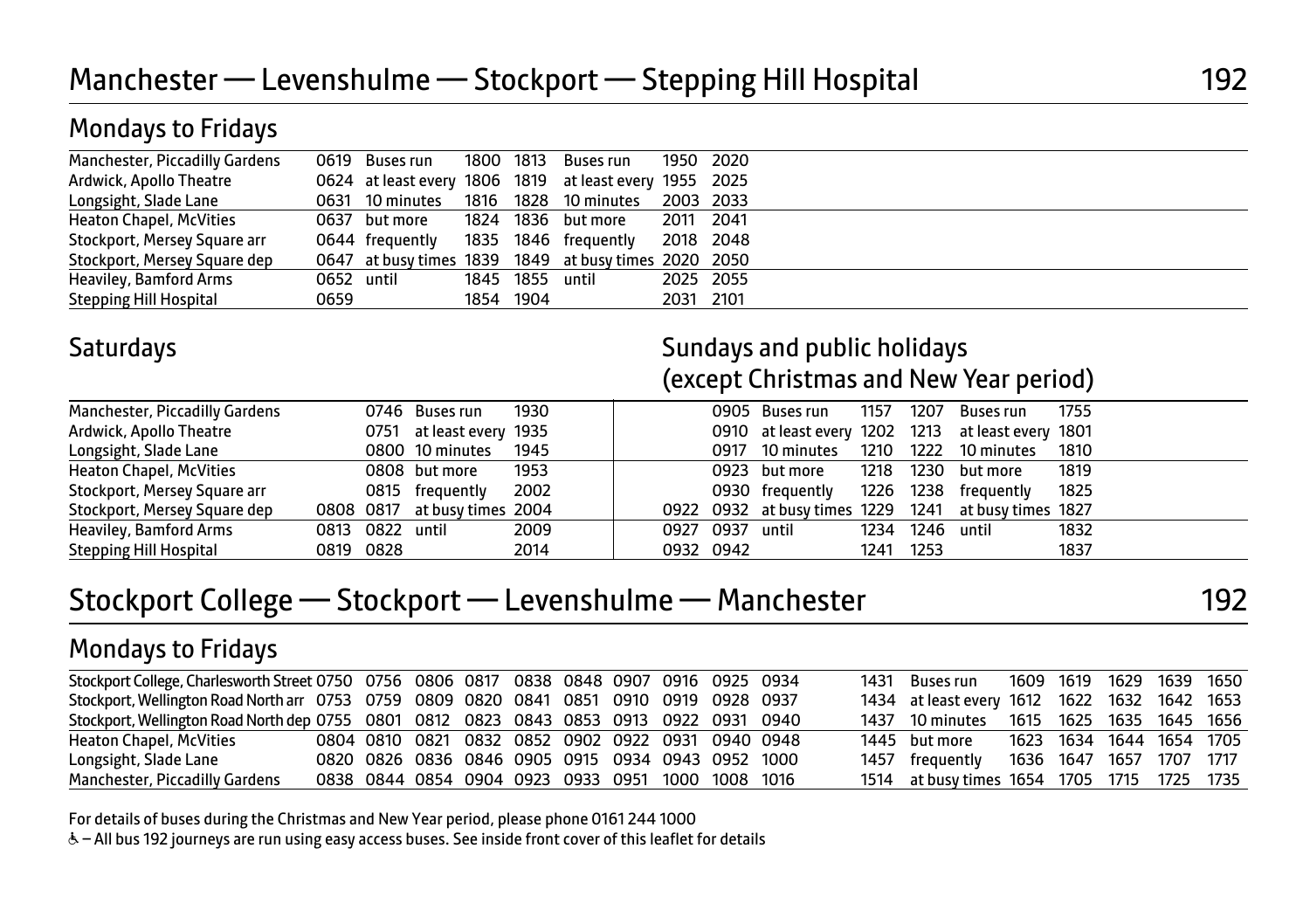# Manchester — Levenshulme — Stockport — Stepping Hill Hospital 192

## Mondays to Fridays

| Stop | | | | | | | |
|---|---|---|---|---|---|---|---|
| Manchester, Piccadilly Gardens | 0619 | Buses run | 1800 | 1813 | Buses run | 1950 | 2020 |
| Ardwick, Apollo Theatre | 0624 | at least every | 1806 | 1819 | at least every | 1955 | 2025 |
| Longsight, Slade Lane | 0631 | 10 minutes | 1816 | 1828 | 10 minutes | 2003 | 2033 |
| Heaton Chapel, McVities | 0637 | but more | 1824 | 1836 | but more | 2011 | 2041 |
| Stockport, Mersey Square arr | 0644 | frequently | 1835 | 1846 | frequently | 2018 | 2048 |
| Stockport, Mersey Square dep | 0647 | at busy times | 1839 | 1849 | at busy times | 2020 | 2050 |
| Heaviley, Bamford Arms | 0652 | until | 1845 | 1855 | until | 2025 | 2055 |
| Stepping Hill Hospital | 0659 | | 1854 | 1904 | | 2031 | 2101 |

## Saturdays

| Stop | | | | |
|---|---|---|---|---|
| Manchester, Piccadilly Gardens | | 0746 | Buses run | 1930 |
| Ardwick, Apollo Theatre | | 0751 | at least every | 1935 |
| Longsight, Slade Lane | | 0800 | 10 minutes | 1945 |
| Heaton Chapel, McVities | | 0808 | but more | 1953 |
| Stockport, Mersey Square arr | | 0815 | frequently | 2002 |
| Stockport, Mersey Square dep | 0808 | 0817 | at busy times | 2004 |
| Heaviley, Bamford Arms | 0813 | 0822 | until | 2009 |
| Stepping Hill Hospital | 0819 | 0828 | | 2014 |

## Sundays and public holidays (except Christmas and New Year period)

| Stop | | | | | | | |
|---|---|---|---|---|---|---|---|
| Manchester, Piccadilly Gardens | | 0905 | Buses run | 1157 | 1207 | Buses run | 1755 |
| Ardwick, Apollo Theatre | | 0910 | at least every | 1202 | 1213 | at least every | 1801 |
| Longsight, Slade Lane | | 0917 | 10 minutes | 1210 | 1222 | 10 minutes | 1810 |
| Heaton Chapel, McVities | | 0923 | but more | 1218 | 1230 | but more | 1819 |
| Stockport, Mersey Square arr | | 0930 | frequently | 1226 | 1238 | frequently | 1825 |
| Stockport, Mersey Square dep | 0922 | 0932 | at busy times | 1229 | 1241 | at busy times | 1827 |
| Heaviley, Bamford Arms | 0927 | 0937 | until | 1234 | 1246 | until | 1832 |
| Stepping Hill Hospital | 0932 | 0942 | | 1241 | 1253 | | 1837 |

# Stockport College — Stockport — Levenshulme — Manchester 192

## Mondays to Fridays

| Stop | | | | | | | | | | | | | | | | | |
|---|---|---|---|---|---|---|---|---|---|---|---|---|---|---|---|---|---|
| Stockport College, Charlesworth Street | 0750 | 0756 | 0806 | 0817 | 0838 | 0848 | 0907 | 0916 | 0925 | 0934 | 1431 | Buses run | 1609 | 1619 | 1629 | 1639 | 1650 |
| Stockport, Wellington Road North arr | 0753 | 0759 | 0809 | 0820 | 0841 | 0851 | 0910 | 0919 | 0928 | 0937 | 1434 | at least every | 1612 | 1622 | 1632 | 1642 | 1653 |
| Stockport, Wellington Road North dep | 0755 | 0801 | 0812 | 0823 | 0843 | 0853 | 0913 | 0922 | 0931 | 0940 | 1437 | 10 minutes | 1615 | 1625 | 1635 | 1645 | 1656 |
| Heaton Chapel, McVities | 0804 | 0810 | 0821 | 0832 | 0852 | 0902 | 0922 | 0931 | 0940 | 0948 | 1445 | but more | 1623 | 1634 | 1644 | 1654 | 1705 |
| Longsight, Slade Lane | 0820 | 0826 | 0836 | 0846 | 0905 | 0915 | 0934 | 0943 | 0952 | 1000 | 1457 | frequently | 1636 | 1647 | 1657 | 1707 | 1717 |
| Manchester, Piccadilly Gardens | 0838 | 0844 | 0854 | 0904 | 0923 | 0933 | 0951 | 1000 | 1008 | 1016 | 1514 | at busy times | 1654 | 1705 | 1715 | 1725 | 1735 |

For details of buses during the Christmas and New Year period, please phone 0161 244 1000

♿ – All bus 192 journeys are run using easy access buses. See inside front cover of this leaflet for details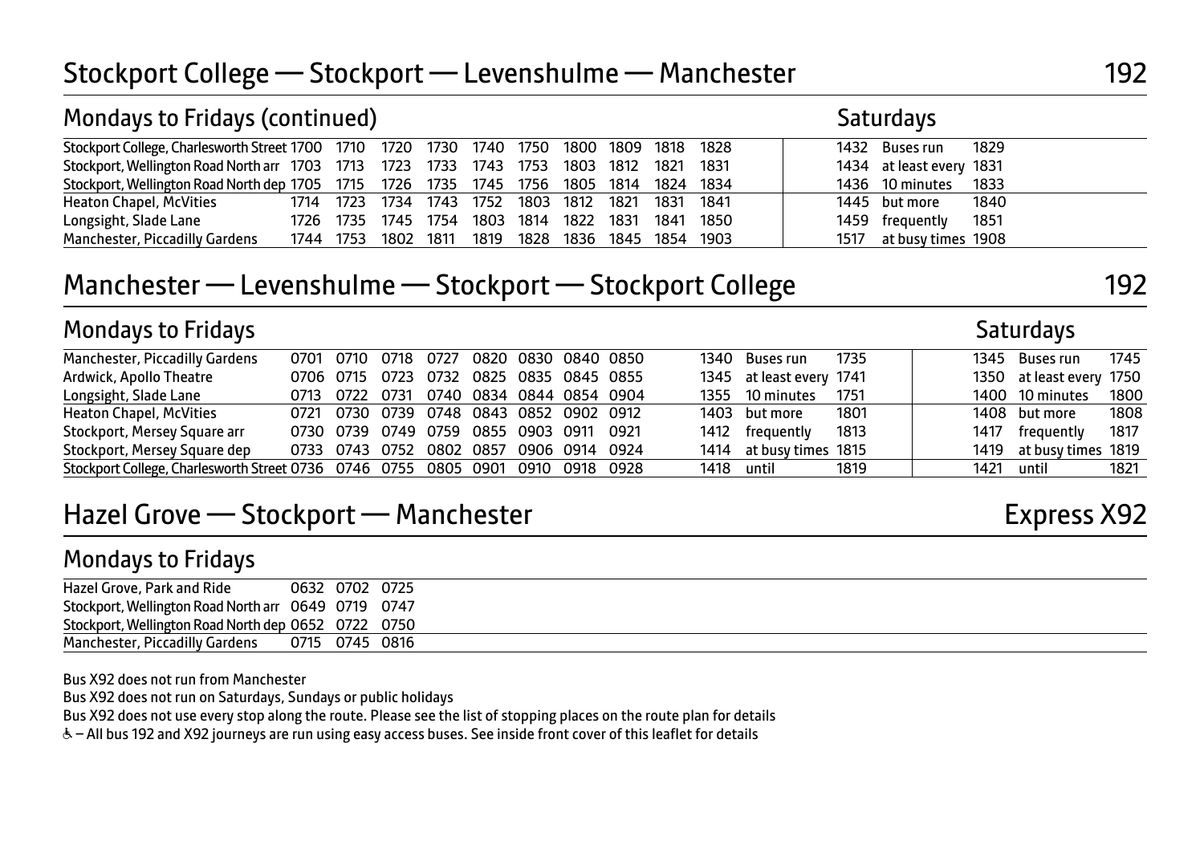## Stockport College — Stockport — Levenshulme — Manchester 192

### Mondays to Fridays (continued)

| | | | | | | | | | | |
|---|---|---|---|---|---|---|---|---|---|---|
| Stockport College, Charlesworth Street | 1700 | 1710 | 1720 | 1730 | 1740 | 1750 | 1800 | 1809 | 1818 | 1828 |
| Stockport, Wellington Road North arr | 1703 | 1713 | 1723 | 1733 | 1743 | 1753 | 1803 | 1812 | 1821 | 1831 |
| Stockport, Wellington Road North dep | 1705 | 1715 | 1726 | 1735 | 1745 | 1756 | 1805 | 1814 | 1824 | 1834 |
| Heaton Chapel, McVities | 1714 | 1723 | 1734 | 1743 | 1752 | 1803 | 1812 | 1821 | 1831 | 1841 |
| Longsight, Slade Lane | 1726 | 1735 | 1745 | 1754 | 1803 | 1814 | 1822 | 1831 | 1841 | 1850 |
| Manchester, Piccadilly Gardens | 1744 | 1753 | 1802 | 1811 | 1819 | 1828 | 1836 | 1845 | 1854 | 1903 |

### Saturdays

| | | | |
|---|---|---|---|
| Stockport College, Charlesworth Street | 1432 | Buses run | 1829 |
| Stockport, Wellington Road North arr | 1434 | at least every | 1831 |
| Stockport, Wellington Road North dep | 1436 | 10 minutes | 1833 |
| Heaton Chapel, McVities | 1445 | but more | 1840 |
| Longsight, Slade Lane | 1459 | frequently | 1851 |
| Manchester, Piccadilly Gardens | 1517 | at busy times | 1908 |

## Manchester — Levenshulme — Stockport — Stockport College 192

### Mondays to Fridays

| | | | | | | | | | | | |
|---|---|---|---|---|---|---|---|---|---|---|---|
| Manchester, Piccadilly Gardens | 0701 | 0710 | 0718 | 0727 | 0820 | 0830 | 0840 | 0850 | 1340 | Buses run | 1735 |
| Ardwick, Apollo Theatre | 0706 | 0715 | 0723 | 0732 | 0825 | 0835 | 0845 | 0855 | 1345 | at least every | 1741 |
| Longsight, Slade Lane | 0713 | 0722 | 0731 | 0740 | 0834 | 0844 | 0854 | 0904 | 1355 | 10 minutes | 1751 |
| Heaton Chapel, McVities | 0721 | 0730 | 0739 | 0748 | 0843 | 0852 | 0902 | 0912 | 1403 | but more | 1801 |
| Stockport, Mersey Square arr | 0730 | 0739 | 0749 | 0759 | 0855 | 0903 | 0911 | 0921 | 1412 | frequently | 1813 |
| Stockport, Mersey Square dep | 0733 | 0743 | 0752 | 0802 | 0857 | 0906 | 0914 | 0924 | 1414 | at busy times | 1815 |
| Stockport College, Charlesworth Street | 0736 | 0746 | 0755 | 0805 | 0901 | 0910 | 0918 | 0928 | 1418 | until | 1819 |

### Saturdays

| | | | |
|---|---|---|---|
| Manchester, Piccadilly Gardens | 1345 | Buses run | 1745 |
| Ardwick, Apollo Theatre | 1350 | at least every | 1750 |
| Longsight, Slade Lane | 1400 | 10 minutes | 1800 |
| Heaton Chapel, McVities | 1408 | but more | 1808 |
| Stockport, Mersey Square arr | 1417 | frequently | 1817 |
| Stockport, Mersey Square dep | 1419 | at busy times | 1819 |
| Stockport College, Charlesworth Street | 1421 | until | 1821 |

## Hazel Grove — Stockport — Manchester Express X92

### Mondays to Fridays

| | | | |
|---|---|---|---|
| Hazel Grove, Park and Ride | 0632 | 0702 | 0725 |
| Stockport, Wellington Road North arr | 0649 | 0719 | 0747 |
| Stockport, Wellington Road North dep | 0652 | 0722 | 0750 |
| Manchester, Piccadilly Gardens | 0715 | 0745 | 0816 |

Bus X92 does not run from Manchester

Bus X92 does not run on Saturdays, Sundays or public holidays

Bus X92 does not use every stop along the route. Please see the list of stopping places on the route plan for details

♿ – All bus 192 and X92 journeys are run using easy access buses. See inside front cover of this leaflet for details